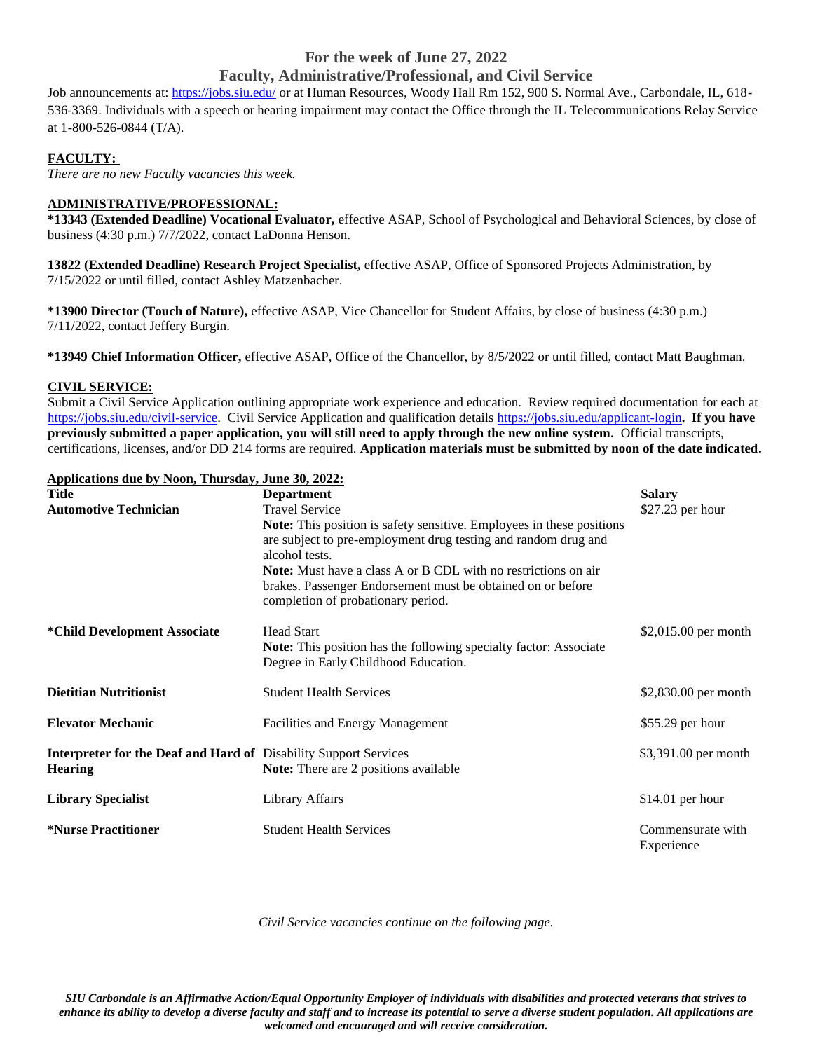# For the week of June 27, 2022

## Faculty, Administrative/Professional, and Civil Service

Job announcements at: https://jobs.siu.edu/ or at Human Resources, Woody Hall Rm 152, 900 S. Normal Ave., Carbondale, IL, 618-536-3369. Individuals with a speech or hearing impairment may contact the Office through the IL Telecommunications Relay Service at 1-800-526-0844 (T/A).

### FACULTY:

*There are no new Faculty vacancies this week.*

### ADMINISTRATIVE/PROFESSIONAL:

**\*13343 (Extended Deadline) Vocational Evaluator,** effective ASAP, School of Psychological and Behavioral Sciences, by close of business (4:30 p.m.) 7/7/2022, contact LaDonna Henson.

**13822 (Extended Deadline) Research Project Specialist,** effective ASAP, Office of Sponsored Projects Administration, by 7/15/2022 or until filled, contact Ashley Matzenbacher.

**\*13900 Director (Touch of Nature),** effective ASAP, Vice Chancellor for Student Affairs, by close of business (4:30 p.m.) 7/11/2022, contact Jeffery Burgin.

**\*13949 Chief Information Officer,** effective ASAP, Office of the Chancellor, by 8/5/2022 or until filled, contact Matt Baughman.

### CIVIL SERVICE:

Submit a Civil Service Application outlining appropriate work experience and education. Review required documentation for each at https://jobs.siu.edu/civil-service. Civil Service Application and qualification details https://jobs.siu.edu/applicant-login**. If you have previously submitted a paper application, you will still need to apply through the new online system.** Official transcripts, certifications, licenses, and/or DD 214 forms are required. **Application materials must be submitted by noon of the date indicated.**

**Applications due by Noon, Thursday, June 30, 2022:**

| Title | Department | Salary |
|---|---|---|
| **Automotive Technician** | Travel Service<br>**Note:** This position is safety sensitive. Employees in these positions are subject to pre-employment drug testing and random drug and alcohol tests.<br>**Note:** Must have a class A or B CDL with no restrictions on air brakes. Passenger Endorsement must be obtained on or before completion of probationary period. | $27.23 per hour |
| **\*Child Development Associate** | Head Start<br>**Note:** This position has the following specialty factor: Associate Degree in Early Childhood Education. | $2,015.00 per month |
| **Dietitian Nutritionist** | Student Health Services | $2,830.00 per month |
| **Elevator Mechanic** | Facilities and Energy Management | $55.29 per hour |
| **Interpreter for the Deaf and Hard of Hearing** | Disability Support Services<br>**Note:** There are 2 positions available | $3,391.00 per month |
| **Library Specialist** | Library Affairs | $14.01 per hour |
| **\*Nurse Practitioner** | Student Health Services | Commensurate with Experience |

*Civil Service vacancies continue on the following page.*

***SIU Carbondale is an Affirmative Action/Equal Opportunity Employer of individuals with disabilities and protected veterans that strives to enhance its ability to develop a diverse faculty and staff and to increase its potential to serve a diverse student population. All applications are welcomed and encouraged and will receive consideration.***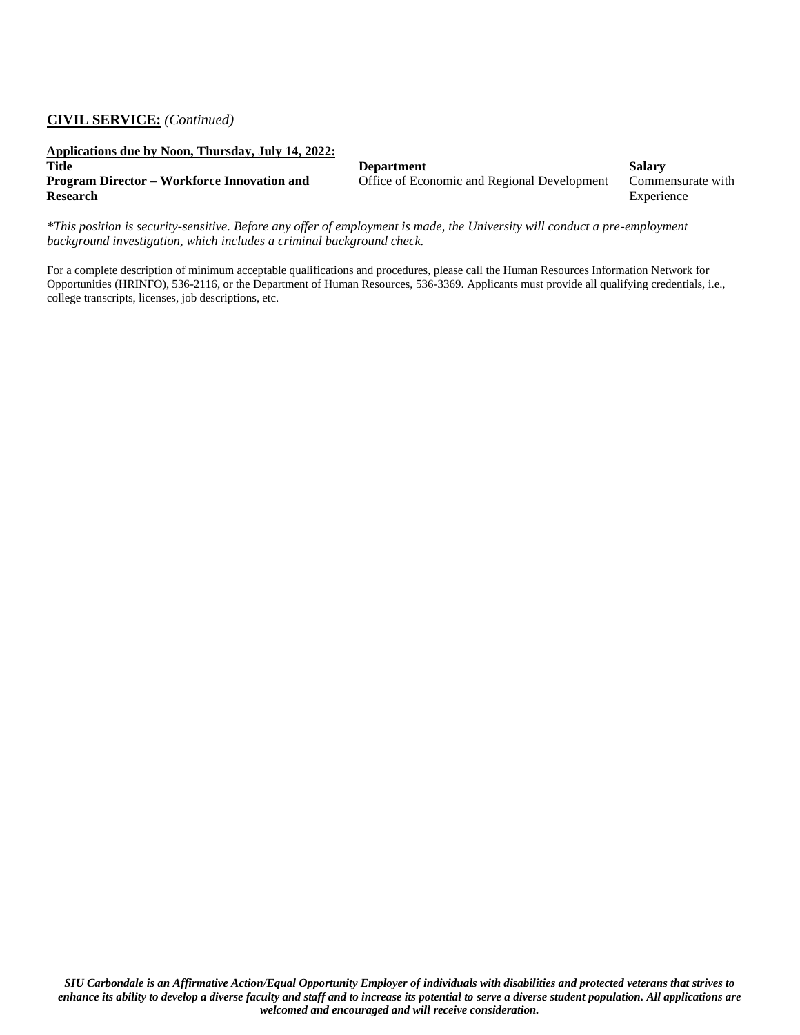**CIVIL SERVICE:** *(Continued)*

**Applications due by Noon, Thursday, July 14, 2022:**

| Title | Department | Salary |
| --- | --- | --- |
| **Program Director – Workforce Innovation and Research** | Office of Economic and Regional Development | Commensurate with Experience |

*\*This position is security-sensitive. Before any offer of employment is made, the University will conduct a pre-employment background investigation, which includes a criminal background check.*

For a complete description of minimum acceptable qualifications and procedures, please call the Human Resources Information Network for Opportunities (HRINFO), 536-2116, or the Department of Human Resources, 536-3369. Applicants must provide all qualifying credentials, i.e., college transcripts, licenses, job descriptions, etc.

***SIU Carbondale is an Affirmative Action/Equal Opportunity Employer of individuals with disabilities and protected veterans that strives to enhance its ability to develop a diverse faculty and staff and to increase its potential to serve a diverse student population. All applications are welcomed and encouraged and will receive consideration.***